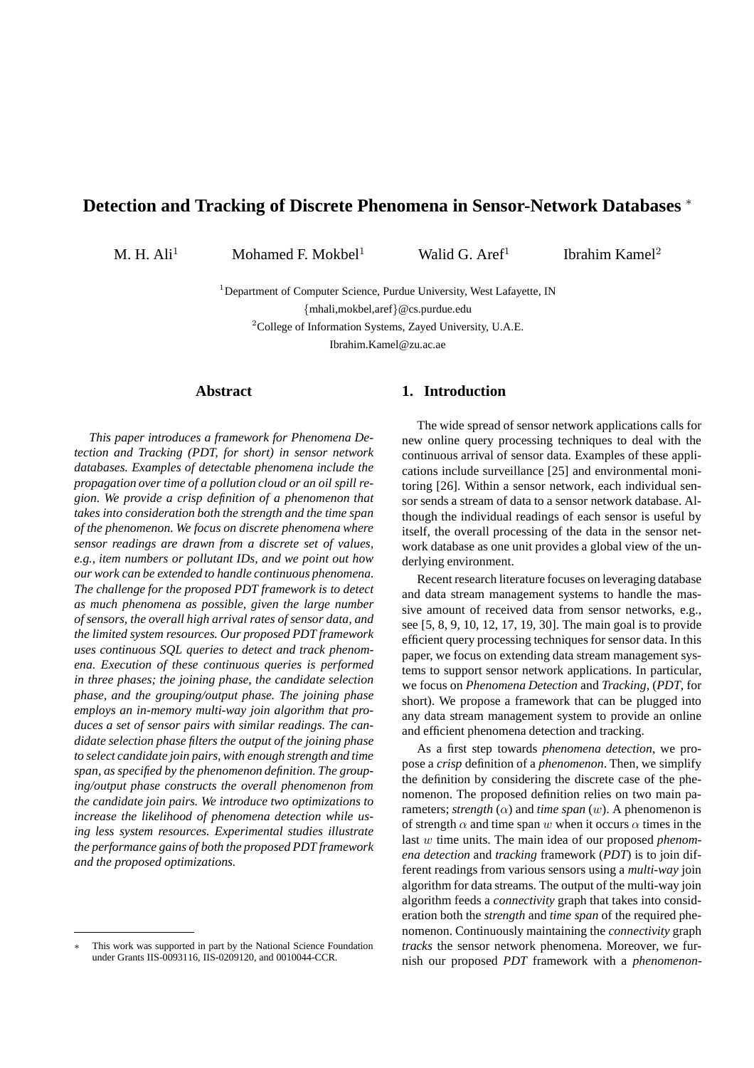# Detection and Tracking of Discrete Phenomena in Sensor-Network Databases *

M. H. Ali[1] Mohamed F. Mokbel[1] Walid G. Aref[1] Ibrahim Kamel[2]

[1]Department of Computer Science, Purdue University, West Lafayette, IN
{mhali,mokbel,aref}@cs.purdue.edu
[2]College of Information Systems, Zayed University, U.A.E.
Ibrahim.Kamel@zu.ac.ae

## Abstract

*This paper introduces a framework for Phenomena Detection and Tracking (PDT, for short) in sensor network databases. Examples of detectable phenomena include the propagation over time of a pollution cloud or an oil spill region. We provide a crisp definition of a phenomenon that takes into consideration both the strength and the time span of the phenomenon. We focus on discrete phenomena where sensor readings are drawn from a discrete set of values, e.g., item numbers or pollutant IDs, and we point out how our work can be extended to handle continuous phenomena. The challenge for the proposed PDT framework is to detect as much phenomena as possible, given the large number of sensors, the overall high arrival rates of sensor data, and the limited system resources. Our proposed PDT framework uses continuous SQL queries to detect and track phenomena. Execution of these continuous queries is performed in three phases; the joining phase, the candidate selection phase, and the grouping/output phase. The joining phase employs an in-memory multi-way join algorithm that produces a set of sensor pairs with similar readings. The candidate selection phase filters the output of the joining phase to select candidate join pairs, with enough strength and time span, as specified by the phenomenon definition. The grouping/output phase constructs the overall phenomenon from the candidate join pairs. We introduce two optimizations to increase the likelihood of phenomena detection while using less system resources. Experimental studies illustrate the performance gains of both the proposed PDT framework and the proposed optimizations.*

## 1. Introduction

The wide spread of sensor network applications calls for new online query processing techniques to deal with the continuous arrival of sensor data. Examples of these applications include surveillance [25] and environmental monitoring [26]. Within a sensor network, each individual sensor sends a stream of data to a sensor network database. Although the individual readings of each sensor is useful by itself, the overall processing of the data in the sensor network database as one unit provides a global view of the underlying environment.

Recent research literature focuses on leveraging database and data stream management systems to handle the massive amount of received data from sensor networks, e.g., see [5, 8, 9, 10, 12, 17, 19, 30]. The main goal is to provide efficient query processing techniques for sensor data. In this paper, we focus on extending data stream management systems to support sensor network applications. In particular, we focus on *Phenomena Detection* and *Tracking*, (*PDT*, for short). We propose a framework that can be plugged into any data stream management system to provide an online and efficient phenomena detection and tracking.

As a first step towards *phenomena detection*, we propose a *crisp* definition of a *phenomenon*. Then, we simplify the definition by considering the discrete case of the phenomenon. The proposed definition relies on two main parameters; *strength* ($\alpha$) and *time span* ($w$). A phenomenon is of strength $\alpha$ and time span $w$ when it occurs $\alpha$ times in the last $w$ time units. The main idea of our proposed *phenomena detection* and *tracking* framework (*PDT*) is to join different readings from various sensors using a *multi-way* join algorithm for data streams. The output of the multi-way join algorithm feeds a *connectivity* graph that takes into consideration both the *strength* and *time span* of the required phenomenon. Continuously maintaining the *connectivity* graph *tracks* the sensor network phenomena. Moreover, we furnish our proposed *PDT* framework with a *phenomenon-*

* This work was supported in part by the National Science Foundation under Grants IIS-0093116, IIS-0209120, and 0010044-CCR.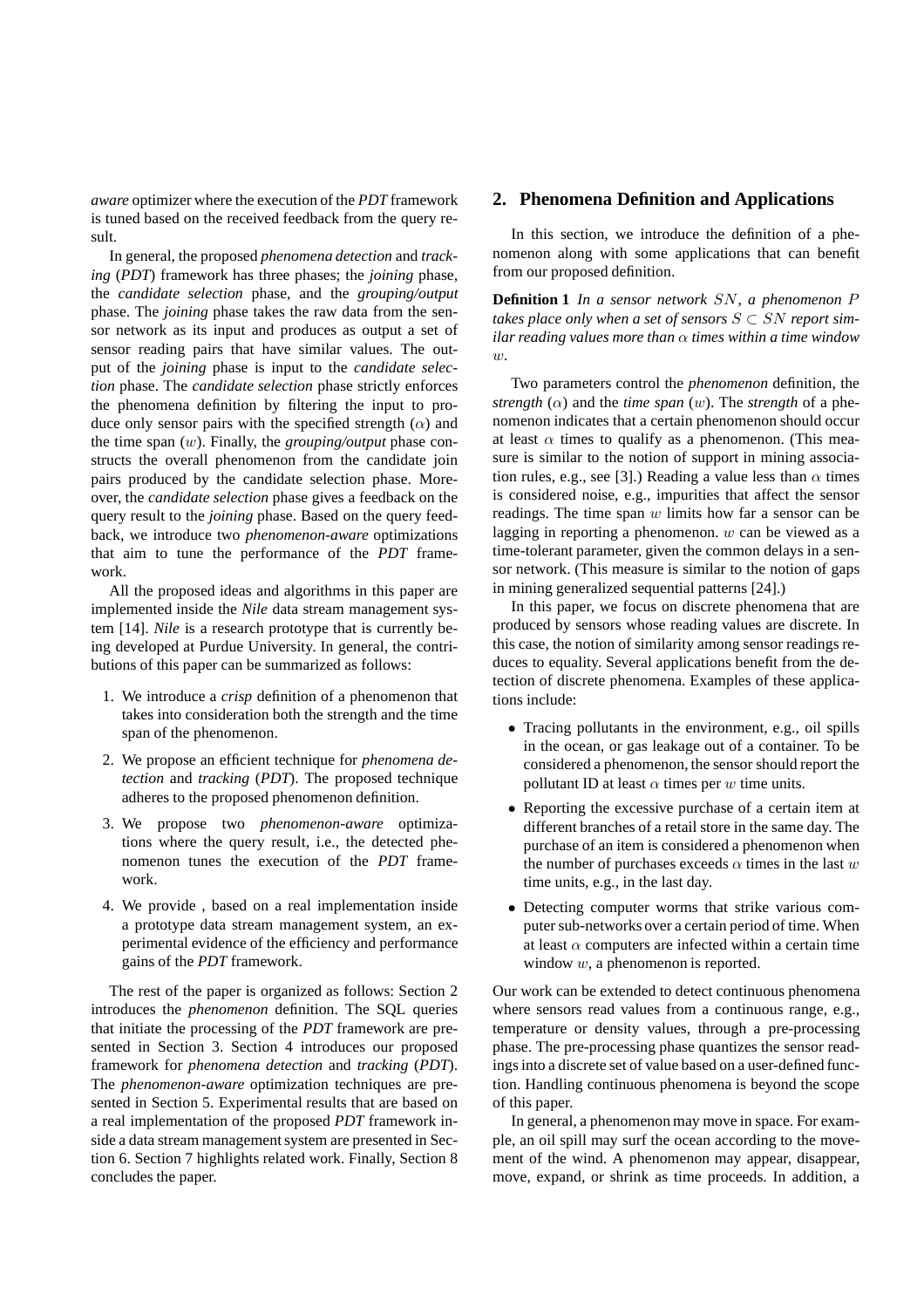*aware* optimizer where the execution of the *PDT* framework is tuned based on the received feedback from the query result.

In general, the proposed *phenomena detection* and *tracking* (*PDT*) framework has three phases; the *joining* phase, the *candidate selection* phase, and the *grouping/output* phase. The *joining* phase takes the raw data from the sensor network as its input and produces as output a set of sensor reading pairs that have similar values. The output of the *joining* phase is input to the *candidate selection* phase. The *candidate selection* phase strictly enforces the phenomena definition by filtering the input to produce only sensor pairs with the specified strength ($\alpha$) and the time span ($w$). Finally, the *grouping/output* phase constructs the overall phenomenon from the candidate join pairs produced by the candidate selection phase. Moreover, the *candidate selection* phase gives a feedback on the query result to the *joining* phase. Based on the query feedback, we introduce two *phenomenon-aware* optimizations that aim to tune the performance of the *PDT* framework.

All the proposed ideas and algorithms in this paper are implemented inside the *Nile* data stream management system [14]. *Nile* is a research prototype that is currently being developed at Purdue University. In general, the contributions of this paper can be summarized as follows:

1. We introduce a *crisp* definition of a phenomenon that takes into consideration both the strength and the time span of the phenomenon.
2. We propose an efficient technique for *phenomena detection* and *tracking* (*PDT*). The proposed technique adheres to the proposed phenomenon definition.
3. We propose two *phenomenon-aware* optimizations where the query result, i.e., the detected phenomenon tunes the execution of the *PDT* framework.
4. We provide , based on a real implementation inside a prototype data stream management system, an experimental evidence of the efficiency and performance gains of the *PDT* framework.

The rest of the paper is organized as follows: Section 2 introduces the *phenomenon* definition. The SQL queries that initiate the processing of the *PDT* framework are presented in Section 3. Section 4 introduces our proposed framework for *phenomena detection* and *tracking* (*PDT*). The *phenomenon-aware* optimization techniques are presented in Section 5. Experimental results that are based on a real implementation of the proposed *PDT* framework inside a data stream management system are presented in Section 6. Section 7 highlights related work. Finally, Section 8 concludes the paper.

## 2. Phenomena Definition and Applications

In this section, we introduce the definition of a phenomenon along with some applications that can benefit from our proposed definition.

**Definition 1** *In a sensor network $SN$, a phenomenon $P$ takes place only when a set of sensors $S \subset SN$ report similar reading values more than $\alpha$ times within a time window $w$.*

Two parameters control the *phenomenon* definition, the *strength* ($\alpha$) and the *time span* ($w$). The *strength* of a phenomenon indicates that a certain phenomenon should occur at least $\alpha$ times to qualify as a phenomenon. (This measure is similar to the notion of support in mining association rules, e.g., see [3].) Reading a value less than $\alpha$ times is considered noise, e.g., impurities that affect the sensor readings. The time span $w$ limits how far a sensor can be lagging in reporting a phenomenon. $w$ can be viewed as a time-tolerant parameter, given the common delays in a sensor network. (This measure is similar to the notion of gaps in mining generalized sequential patterns [24].)

In this paper, we focus on discrete phenomena that are produced by sensors whose reading values are discrete. In this case, the notion of similarity among sensor readings reduces to equality. Several applications benefit from the detection of discrete phenomena. Examples of these applications include:

- Tracing pollutants in the environment, e.g., oil spills in the ocean, or gas leakage out of a container. To be considered a phenomenon, the sensor should report the pollutant ID at least $\alpha$ times per $w$ time units.
- Reporting the excessive purchase of a certain item at different branches of a retail store in the same day. The purchase of an item is considered a phenomenon when the number of purchases exceeds $\alpha$ times in the last $w$ time units, e.g., in the last day.
- Detecting computer worms that strike various computer sub-networks over a certain period of time. When at least $\alpha$ computers are infected within a certain time window $w$, a phenomenon is reported.

Our work can be extended to detect continuous phenomena where sensors read values from a continuous range, e.g., temperature or density values, through a pre-processing phase. The pre-processing phase quantizes the sensor readings into a discrete set of value based on a user-defined function. Handling continuous phenomena is beyond the scope of this paper.

In general, a phenomenon may move in space. For example, an oil spill may surf the ocean according to the movement of the wind. A phenomenon may appear, disappear, move, expand, or shrink as time proceeds. In addition, a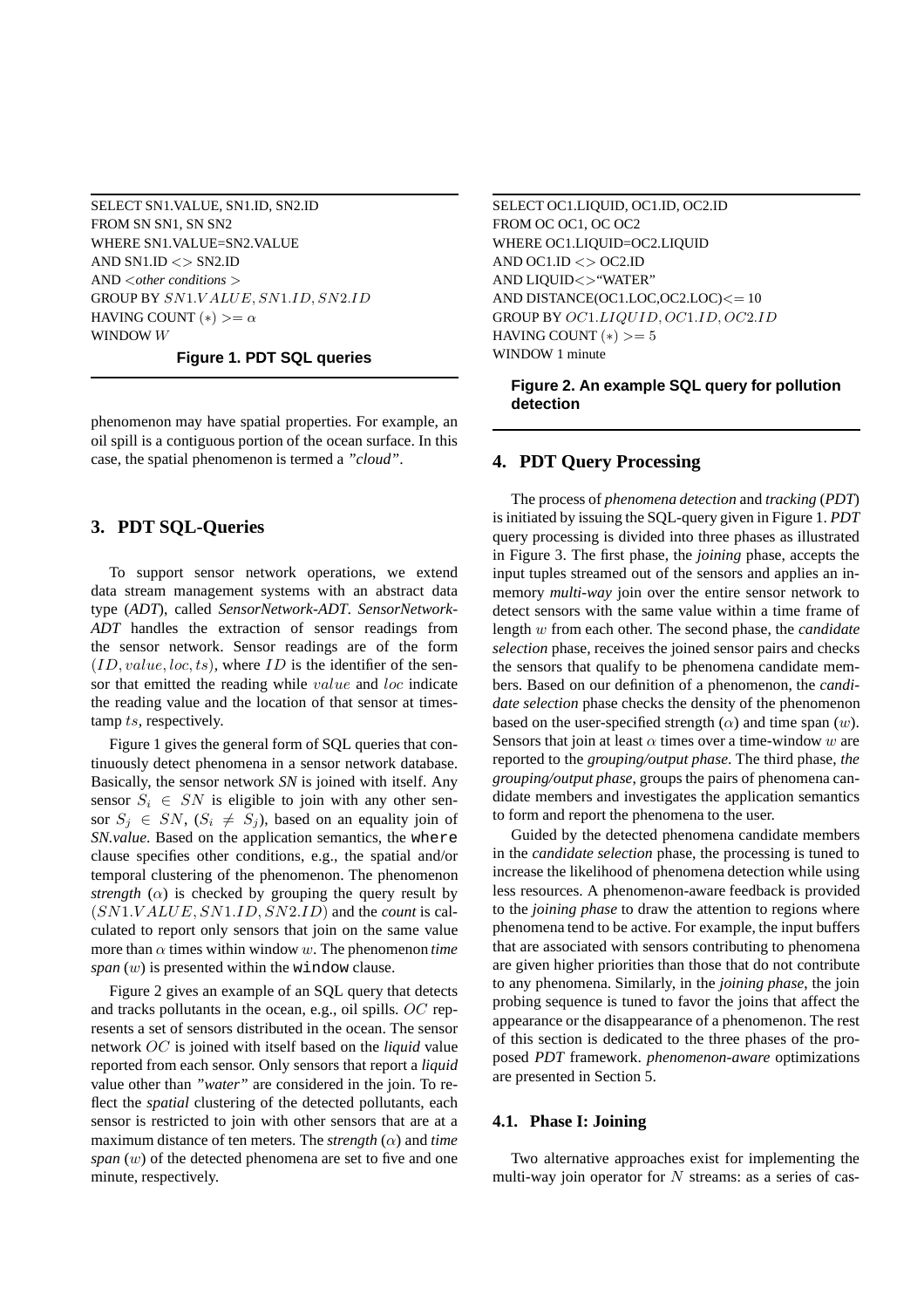```
SELECT SN1.VALUE, SN1.ID, SN2.ID
FROM SN SN1, SN SN2
WHERE SN1.VALUE=SN2.VALUE
AND SN1.ID <> SN2.ID
AND <other conditions >
GROUP BY SN1.VALUE, SN1.ID, SN2.ID
HAVING COUNT (*) >= α
WINDOW W
```

**Figure 1. PDT SQL queries**

phenomenon may have spatial properties. For example, an oil spill is a contiguous portion of the ocean surface. In this case, the spatial phenomenon is termed a *"cloud"*.

## 3. PDT SQL-Queries

To support sensor network operations, we extend data stream management systems with an abstract data type (*ADT*), called *SensorNetwork-ADT*. *SensorNetwork-ADT* handles the extraction of sensor readings from the sensor network. Sensor readings are of the form $(ID, value, loc, ts)$, where $ID$ is the identifier of the sensor that emitted the reading while $value$ and $loc$ indicate the reading value and the location of that sensor at timestamp $ts$, respectively.

Figure 1 gives the general form of SQL queries that continuously detect phenomena in a sensor network database. Basically, the sensor network *SN* is joined with itself. Any sensor $S_i \in SN$ is eligible to join with any other sensor $S_j \in SN$, ($S_i \neq S_j$), based on an equality join of *SN.value*. Based on the application semantics, the `where` clause specifies other conditions, e.g., the spatial and/or temporal clustering of the phenomenon. The phenomenon *strength* ($\alpha$) is checked by grouping the query result by $(SN1.VALUE, SN1.ID, SN2.ID)$ and the *count* is calculated to report only sensors that join on the same value more than $\alpha$ times within window $w$. The phenomenon *time span* ($w$) is presented within the `window` clause.

Figure 2 gives an example of an SQL query that detects and tracks pollutants in the ocean, e.g., oil spills. $OC$ represents a set of sensors distributed in the ocean. The sensor network $OC$ is joined with itself based on the *liquid* value reported from each sensor. Only sensors that report a *liquid* value other than *"water"* are considered in the join. To reflect the *spatial* clustering of the detected pollutants, each sensor is restricted to join with other sensors that are at a maximum distance of ten meters. The *strength* ($\alpha$) and *time span* ($w$) of the detected phenomena are set to five and one minute, respectively.

```
SELECT OC1.LIQUID, OC1.ID, OC2.ID
FROM OC OC1, OC OC2
WHERE OC1.LIQUID=OC2.LIQUID
AND OC1.ID <> OC2.ID
AND LIQUID<>"WATER"
AND DISTANCE(OC1.LOC,OC2.LOC)<= 10
GROUP BY OC1.LIQUID, OC1.ID, OC2.ID
HAVING COUNT (*) >= 5
WINDOW 1 minute
```

**Figure 2. An example SQL query for pollution detection**

## 4. PDT Query Processing

The process of *phenomena detection* and *tracking* (*PDT*) is initiated by issuing the SQL-query given in Figure 1. *PDT* query processing is divided into three phases as illustrated in Figure 3. The first phase, the *joining* phase, accepts the input tuples streamed out of the sensors and applies an in-memory *multi-way* join over the entire sensor network to detect sensors with the same value within a time frame of length $w$ from each other. The second phase, the *candidate selection* phase, receives the joined sensor pairs and checks the sensors that qualify to be phenomena candidate members. Based on our definition of a phenomenon, the *candidate selection* phase checks the density of the phenomenon based on the user-specified strength ($\alpha$) and time span ($w$). Sensors that join at least $\alpha$ times over a time-window $w$ are reported to the *grouping/output phase*. The third phase, *the grouping/output phase*, groups the pairs of phenomena candidate members and investigates the application semantics to form and report the phenomena to the user.

Guided by the detected phenomena candidate members in the *candidate selection* phase, the processing is tuned to increase the likelihood of phenomena detection while using less resources. A phenomenon-aware feedback is provided to the *joining phase* to draw the attention to regions where phenomena tend to be active. For example, the input buffers that are associated with sensors contributing to phenomena are given higher priorities than those that do not contribute to any phenomena. Similarly, in the *joining phase*, the join probing sequence is tuned to favor the joins that affect the appearance or the disappearance of a phenomenon. The rest of this section is dedicated to the three phases of the proposed *PDT* framework. *phenomenon-aware* optimizations are presented in Section 5.

### 4.1. Phase I: Joining

Two alternative approaches exist for implementing the multi-way join operator for $N$ streams: as a series of cas-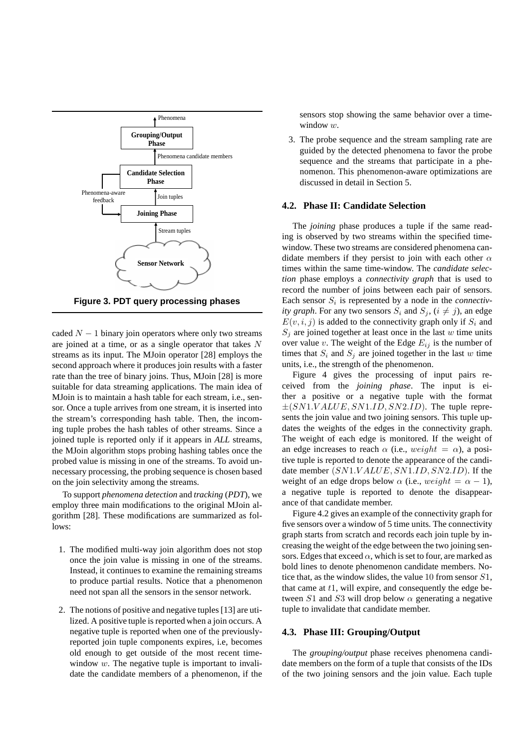Figure 3. PDT query processing phases

caded $N-1$ binary join operators where only two streams are joined at a time, or as a single operator that takes $N$ streams as its input. The MJoin operator [28] employs the second approach where it produces join results with a faster rate than the tree of binary joins. Thus, MJoin [28] is more suitable for data streaming applications. The main idea of MJoin is to maintain a hash table for each stream, i.e., sensor. Once a tuple arrives from one stream, it is inserted into the stream's corresponding hash table. Then, the incoming tuple probes the hash tables of other streams. Since a joined tuple is reported only if it appears in *ALL* streams, the MJoin algorithm stops probing hashing tables once the probed value is missing in one of the streams. To avoid unnecessary processing, the probing sequence is chosen based on the join selectivity among the streams.

To support *phenomena detection* and *tracking* (*PDT*), we employ three main modifications to the original MJoin algorithm [28]. These modifications are summarized as follows:

1. The modified multi-way join algorithm does not stop once the join value is missing in one of the streams. Instead, it continues to examine the remaining streams to produce partial results. Notice that a phenomenon need not span all the sensors in the sensor network.
2. The notions of positive and negative tuples [13] are utilized. A positive tuple is reported when a join occurs. A negative tuple is reported when one of the previously-reported join tuple components expires, i.e, becomes old enough to get outside of the most recent time-window $w$. The negative tuple is important to invalidate the candidate members of a phenomenon, if the sensors stop showing the same behavior over a time-window $w$.
3. The probe sequence and the stream sampling rate are guided by the detected phenomena to favor the probe sequence and the streams that participate in a phenomenon. This phenomenon-aware optimizations are discussed in detail in Section 5.

### 4.2. Phase II: Candidate Selection

The *joining* phase produces a tuple if the same reading is observed by two streams within the specified time-window. These two streams are considered phenomena candidate members if they persist to join with each other $\alpha$ times within the same time-window. The *candidate selection* phase employs a *connectivity graph* that is used to record the number of joins between each pair of sensors. Each sensor $S_i$ is represented by a node in the *connectivity graph*. For any two sensors $S_i$ and $S_j$, $(i \neq j)$, an edge $E(v, i, j)$ is added to the connectivity graph only if $S_i$ and $S_j$ are joined together at least once in the last $w$ time units over value $v$. The weight of the Edge $E_{ij}$ is the number of times that $S_i$ and $S_j$ are joined together in the last $w$ time units, i.e., the strength of the phenomenon.

Figure 4 gives the processing of input pairs received from the *joining phase*. The input is either a positive or a negative tuple with the format $\pm(SN1.VALUE, SN1.ID, SN2.ID)$. The tuple represents the join value and two joining sensors. This tuple updates the weights of the edges in the connectivity graph. The weight of each edge is monitored. If the weight of an edge increases to reach $\alpha$ (i.e., $weight = \alpha$), a positive tuple is reported to denote the appearance of the candidate member $(SN1.VALUE, SN1.ID, SN2.ID)$. If the weight of an edge drops below $\alpha$ (i.e., $weight = \alpha - 1$), a negative tuple is reported to denote the disappearance of that candidate member.

Figure 4.2 gives an example of the connectivity graph for five sensors over a window of 5 time units. The connectivity graph starts from scratch and records each join tuple by increasing the weight of the edge between the two joining sensors. Edges that exceed $\alpha$, which is set to four, are marked as bold lines to denote phenomenon candidate members. Notice that, as the window slides, the value 10 from sensor $S1$, that came at $t1$, will expire, and consequently the edge between $S1$ and $S3$ will drop below $\alpha$ generating a negative tuple to invalidate that candidate member.

### 4.3. Phase III: Grouping/Output

The *grouping/output* phase receives phenomena candidate members on the form of a tuple that consists of the IDs of the two joining sensors and the join value. Each tuple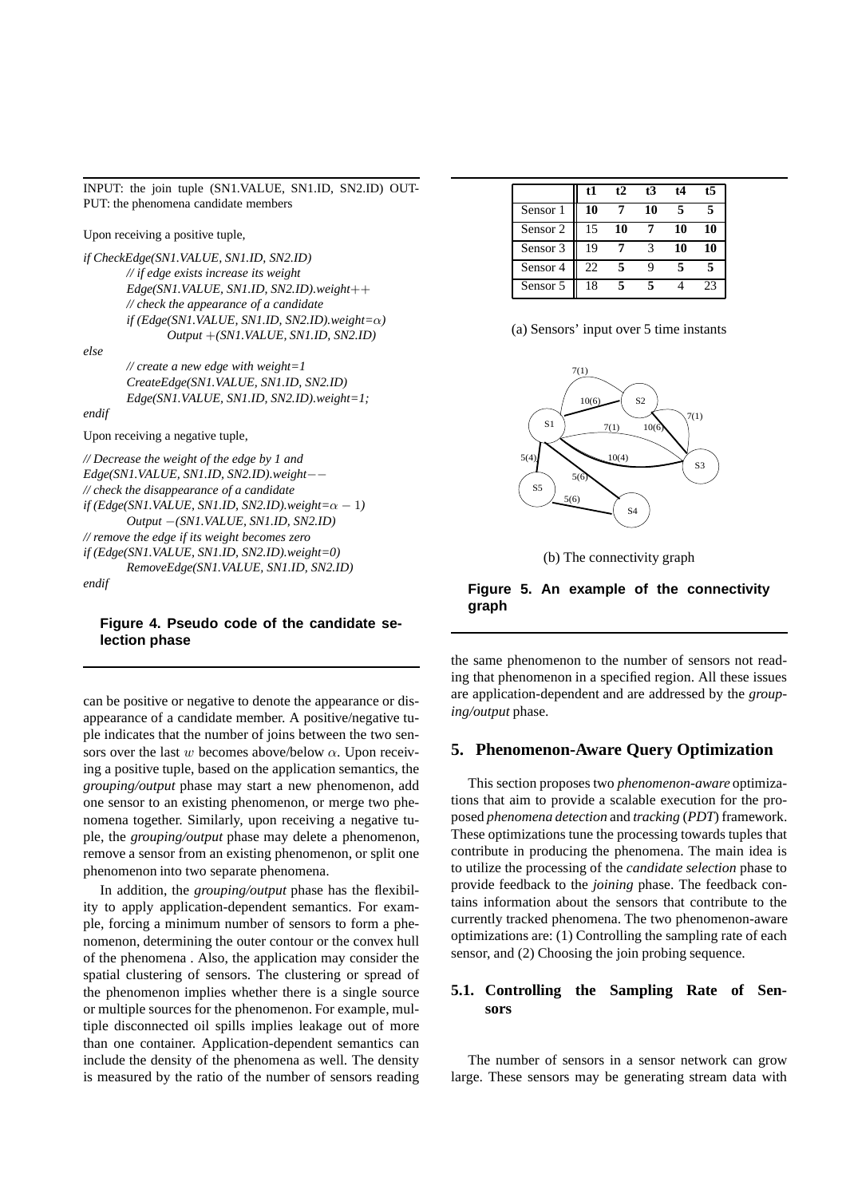INPUT: the join tuple (SN1.VALUE, SN1.ID, SN2.ID) OUTPUT: the phenomena candidate members

Upon receiving a positive tuple,

```
if CheckEdge(SN1.VALUE, SN1.ID, SN2.ID)
    // if edge exists increase its weight
    Edge(SN1.VALUE, SN1.ID, SN2.ID).weight++
    // check the appearance of a candidate
    if (Edge(SN1.VALUE, SN1.ID, SN2.ID).weight=α)
        Output +(SN1.VALUE, SN1.ID, SN2.ID)
else
    // create a new edge with weight=1
    CreateEdge(SN1.VALUE, SN1.ID, SN2.ID)
    Edge(SN1.VALUE, SN1.ID, SN2.ID).weight=1;
endif
```

Upon receiving a negative tuple,

```
// Decrease the weight of the edge by 1 and
Edge(SN1.VALUE, SN1.ID, SN2.ID).weight−−
// check the disappearance of a candidate
if (Edge(SN1.VALUE, SN1.ID, SN2.ID).weight=α − 1)
    Output −(SN1.VALUE, SN1.ID, SN2.ID)
// remove the edge if its weight becomes zero
if (Edge(SN1.VALUE, SN1.ID, SN2.ID).weight=0)
    RemoveEdge(SN1.VALUE, SN1.ID, SN2.ID)
endif
```

**Figure 4. Pseudo code of the candidate selection phase**

can be positive or negative to denote the appearance or disappearance of a candidate member. A positive/negative tuple indicates that the number of joins between the two sensors over the last $w$ becomes above/below $\alpha$. Upon receiving a positive tuple, based on the application semantics, the *grouping/output* phase may start a new phenomenon, add one sensor to an existing phenomenon, or merge two phenomena together. Similarly, upon receiving a negative tuple, the *grouping/output* phase may delete a phenomenon, remove a sensor from an existing phenomenon, or split one phenomenon into two separate phenomena.

In addition, the *grouping/output* phase has the flexibility to apply application-dependent semantics. For example, forcing a minimum number of sensors to form a phenomenon, determining the outer contour or the convex hull of the phenomena . Also, the application may consider the spatial clustering of sensors. The clustering or spread of the phenomenon implies whether there is a single source or multiple sources for the phenomenon. For example, multiple disconnected oil spills implies leakage out of more than one container. Application-dependent semantics can include the density of the phenomena as well. The density is measured by the ratio of the number of sensors reading

| | t1 | t2 | t3 | t4 | t5 |
|---|---|---|---|---|---|
| Sensor 1 | **10** | **7** | **10** | **5** | **5** |
| Sensor 2 | 15 | **10** | **7** | **10** | **10** |
| Sensor 3 | 19 | **7** | 3 | **10** | **10** |
| Sensor 4 | 22 | **5** | 9 | **5** | **5** |
| Sensor 5 | 18 | **5** | **5** | 4 | 23 |

(a) Sensors' input over 5 time instants

(b) The connectivity graph

**Figure 5. An example of the connectivity graph**

the same phenomenon to the number of sensors not reading that phenomenon in a specified region. All these issues are application-dependent and are addressed by the *grouping/output* phase.

## 5. Phenomenon-Aware Query Optimization

This section proposes two *phenomenon-aware* optimizations that aim to provide a scalable execution for the proposed *phenomena detection* and *tracking* (*PDT*) framework. These optimizations tune the processing towards tuples that contribute in producing the phenomena. The main idea is to utilize the processing of the *candidate selection* phase to provide feedback to the *joining* phase. The feedback contains information about the sensors that contribute to the currently tracked phenomena. The two phenomenon-aware optimizations are: (1) Controlling the sampling rate of each sensor, and (2) Choosing the join probing sequence.

### 5.1. Controlling the Sampling Rate of Sensors

The number of sensors in a sensor network can grow large. These sensors may be generating stream data with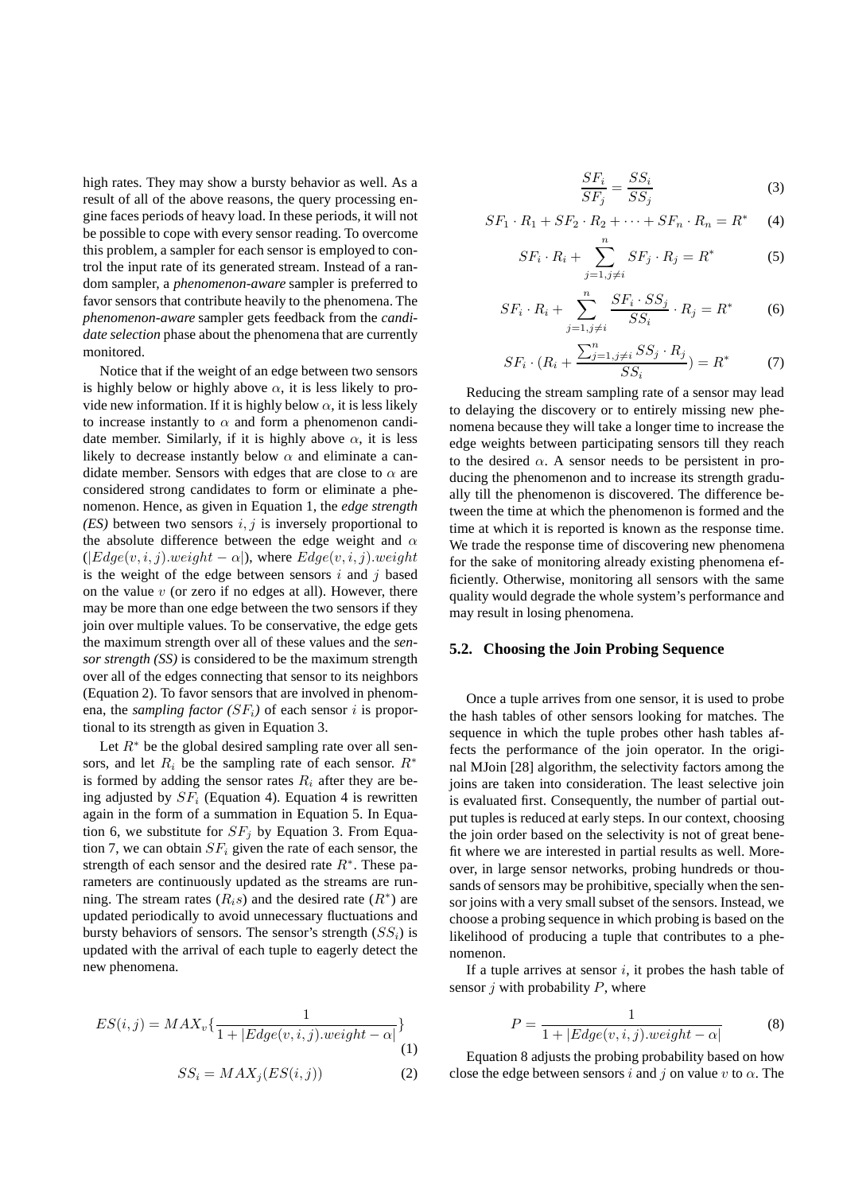high rates. They may show a bursty behavior as well. As a result of all of the above reasons, the query processing engine faces periods of heavy load. In these periods, it will not be possible to cope with every sensor reading. To overcome this problem, a sampler for each sensor is employed to control the input rate of its generated stream. Instead of a random sampler, a *phenomenon-aware* sampler is preferred to favor sensors that contribute heavily to the phenomena. The *phenomenon-aware* sampler gets feedback from the *candidate selection* phase about the phenomena that are currently monitored.

Notice that if the weight of an edge between two sensors is highly below or highly above $\alpha$, it is less likely to provide new information. If it is highly below $\alpha$, it is less likely to increase instantly to $\alpha$ and form a phenomenon candidate member. Similarly, if it is highly above $\alpha$, it is less likely to decrease instantly below $\alpha$ and eliminate a candidate member. Sensors with edges that are close to $\alpha$ are considered strong candidates to form or eliminate a phenomenon. Hence, as given in Equation 1, the *edge strength (ES)* between two sensors $i, j$ is inversely proportional to the absolute difference between the edge weight and $\alpha$ ($|Edge(v, i, j).weight - \alpha|$), where $Edge(v, i, j).weight$ is the weight of the edge between sensors $i$ and $j$ based on the value $v$ (or zero if no edges at all). However, there may be more than one edge between the two sensors if they join over multiple values. To be conservative, the edge gets the maximum strength over all of these values and the *sensor strength (SS)* is considered to be the maximum strength over all of the edges connecting that sensor to its neighbors (Equation 2). To favor sensors that are involved in phenomena, the *sampling factor ($SF_i$)* of each sensor $i$ is proportional to its strength as given in Equation 3.

Let $R^*$ be the global desired sampling rate over all sensors, and let $R_i$ be the sampling rate of each sensor. $R^*$ is formed by adding the sensor rates $R_i$ after they are being adjusted by $SF_i$ (Equation 4). Equation 4 is rewritten again in the form of a summation in Equation 5. In Equation 6, we substitute for $SF_j$ by Equation 3. From Equation 7, we can obtain $SF_i$ given the rate of each sensor, the strength of each sensor and the desired rate $R^*$. These parameters are continuously updated as the streams are running. The stream rates ($R_i s$) and the desired rate ($R^*$) are updated periodically to avoid unnecessary fluctuations and bursty behaviors of sensors. The sensor's strength ($SS_i$) is updated with the arrival of each tuple to eagerly detect the new phenomena.

$$ES(i, j) = MAX_v\{\frac{1}{1 + |Edge(v, i, j).weight - \alpha|}\} \quad (1)$$

$$SS_i = MAX_j(ES(i, j)) \quad (2)$$

$$\frac{SF_i}{SF_j} = \frac{SS_i}{SS_j} \quad (3)$$

$$SF_1 \cdot R_1 + SF_2 \cdot R_2 + \cdots + SF_n \cdot R_n = R^* \quad (4)$$

$$SF_i \cdot R_i + \sum_{j=1, j \neq i}^{n} SF_j \cdot R_j = R^* \quad (5)$$

$$SF_i \cdot R_i + \sum_{j=1, j \neq i}^{n} \frac{SF_i \cdot SS_j}{SS_i} \cdot R_j = R^* \quad (6)$$

$$SF_i \cdot (R_i + \frac{\sum_{j=1, j \neq i}^{n} SS_j \cdot R_j}{SS_i}) = R^* \quad (7)$$

Reducing the stream sampling rate of a sensor may lead to delaying the discovery or to entirely missing new phenomena because they will take a longer time to increase the edge weights between participating sensors till they reach to the desired $\alpha$. A sensor needs to be persistent in producing the phenomenon and to increase its strength gradually till the phenomenon is discovered. The difference between the time at which the phenomenon is formed and the time at which it is reported is known as the response time. We trade the response time of discovering new phenomena for the sake of monitoring already existing phenomena efficiently. Otherwise, monitoring all sensors with the same quality would degrade the whole system's performance and may result in losing phenomena.

### 5.2. Choosing the Join Probing Sequence

Once a tuple arrives from one sensor, it is used to probe the hash tables of other sensors looking for matches. The sequence in which the tuple probes other hash tables affects the performance of the join operator. In the original MJoin [28] algorithm, the selectivity factors among the joins are taken into consideration. The least selective join is evaluated first. Consequently, the number of partial output tuples is reduced at early steps. In our context, choosing the join order based on the selectivity is not of great benefit where we are interested in partial results as well. Moreover, in large sensor networks, probing hundreds or thousands of sensors may be prohibitive, specially when the sensor joins with a very small subset of the sensors. Instead, we choose a probing sequence in which probing is based on the likelihood of producing a tuple that contributes to a phenomenon.

If a tuple arrives at sensor $i$, it probes the hash table of sensor $j$ with probability $P$, where

$$P = \frac{1}{1 + |Edge(v, i, j).weight - \alpha|} \quad (8)$$

Equation 8 adjusts the probing probability based on how close the edge between sensors $i$ and $j$ on value $v$ to $\alpha$. The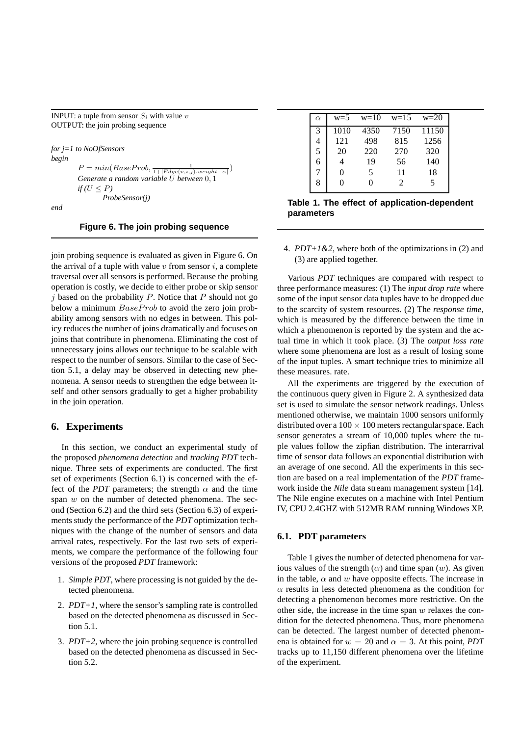INPUT: a tuple from sensor $S_i$ with value $v$
OUTPUT: the join probing sequence

```
for j=1 to NoOfSensors
begin
    P = min(BaseProb, 1/(1+|Edge(v,i,j).weight−α|))
    Generate a random variable U between 0, 1
    if (U ≤ P)
        ProbeSensor(j)
end
```

$$P = min(BaseProb, \frac{1}{1+|Edge(v,i,j).weight-\alpha|})$$

**Figure 6. The join probing sequence**

join probing sequence is evaluated as given in Figure 6. On the arrival of a tuple with value $v$ from sensor $i$, a complete traversal over all sensors is performed. Because the probing operation is costly, we decide to either probe or skip sensor $j$ based on the probability $P$. Notice that $P$ should not go below a minimum $BaseProb$ to avoid the zero join probability among sensors with no edges in between. This policy reduces the number of joins dramatically and focuses on joins that contribute in phenomena. Eliminating the cost of unnecessary joins allows our technique to be scalable with respect to the number of sensors. Similar to the case of Section 5.1, a delay may be observed in detecting new phenomena. A sensor needs to strengthen the edge between itself and other sensors gradually to get a higher probability in the join operation.

## 6. Experiments

In this section, we conduct an experimental study of the proposed *phenomena detection* and *tracking PDT* technique. Three sets of experiments are conducted. The first set of experiments (Section 6.1) is concerned with the effect of the *PDT* parameters; the strength $\alpha$ and the time span $w$ on the number of detected phenomena. The second (Section 6.2) and the third sets (Section 6.3) of experiments study the performance of the *PDT* optimization techniques with the change of the number of sensors and data arrival rates, respectively. For the last two sets of experiments, we compare the performance of the following four versions of the proposed *PDT* framework:

1. *Simple PDT*, where processing is not guided by the detected phenomena.
2. *PDT+1*, where the sensor's sampling rate is controlled based on the detected phenomena as discussed in Section 5.1.
3. *PDT+2*, where the join probing sequence is controlled based on the detected phenomena as discussed in Section 5.2.
4. *PDT+1&2*, where both of the optimizations in (2) and (3) are applied together.

| $\alpha$ | w=5 | w=10 | w=15 | w=20 |
|---|---|---|---|---|
| 3 | 1010 | 4350 | 7150 | 11150 |
| 4 | 121 | 498 | 815 | 1256 |
| 5 | 20 | 220 | 270 | 320 |
| 6 | 4 | 19 | 56 | 140 |
| 7 | 0 | 5 | 11 | 18 |
| 8 | 0 | 0 | 2 | 5 |

**Table 1. The effect of application-dependent parameters**

Various *PDT* techniques are compared with respect to three performance measures: (1) The *input drop rate* where some of the input sensor data tuples have to be dropped due to the scarcity of system resources. (2) The *response time*, which is measured by the difference between the time in which a phenomenon is reported by the system and the actual time in which it took place. (3) The *output loss rate* where some phenomena are lost as a result of losing some of the input tuples. A smart technique tries to minimize all these measures. rate.

All the experiments are triggered by the execution of the continuous query given in Figure 2. A synthesized data set is used to simulate the sensor network readings. Unless mentioned otherwise, we maintain 1000 sensors uniformly distributed over a $100 \times 100$ meters rectangular space. Each sensor generates a stream of 10,000 tuples where the tuple values follow the zipfian distribution. The interarrival time of sensor data follows an exponential distribution with an average of one second. All the experiments in this section are based on a real implementation of the *PDT* framework inside the *Nile* data stream management system [14]. The Nile engine executes on a machine with Intel Pentium IV, CPU 2.4GHZ with 512MB RAM running Windows XP.

### 6.1. PDT parameters

Table 1 gives the number of detected phenomena for various values of the strength ($\alpha$) and time span ($w$). As given in the table, $\alpha$ and $w$ have opposite effects. The increase in $\alpha$ results in less detected phenomena as the condition for detecting a phenomenon becomes more restrictive. On the other side, the increase in the time span $w$ relaxes the condition for the detected phenomena. Thus, more phenomena can be detected. The largest number of detected phenomena is obtained for $w = 20$ and $\alpha = 3$. At this point, *PDT* tracks up to 11,150 different phenomena over the lifetime of the experiment.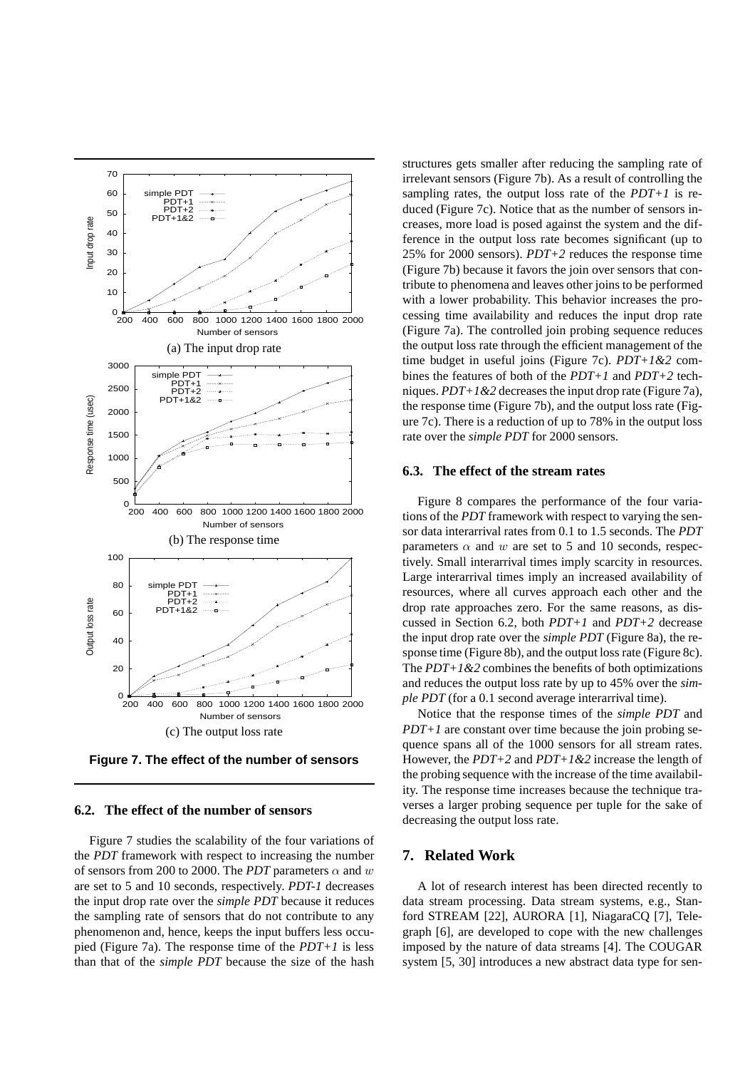(a) The input drop rate

(b) The response time

(c) The output loss rate

**Figure 7. The effect of the number of sensors**

### 6.2. The effect of the number of sensors

Figure 7 studies the scalability of the four variations of the *PDT* framework with respect to increasing the number of sensors from 200 to 2000. The *PDT* parameters $\alpha$ and $w$ are set to 5 and 10 seconds, respectively. *PDT-1* decreases the input drop rate over the *simple PDT* because it reduces the sampling rate of sensors that do not contribute to any phenomenon and, hence, keeps the input buffers less occupied (Figure 7a). The response time of the *PDT+1* is less than that of the *simple PDT* because the size of the hash structures gets smaller after reducing the sampling rate of irrelevant sensors (Figure 7b). As a result of controlling the sampling rates, the output loss rate of the *PDT+1* is reduced (Figure 7c). Notice that as the number of sensors increases, more load is posed against the system and the difference in the output loss rate becomes significant (up to 25% for 2000 sensors). *PDT+2* reduces the response time (Figure 7b) because it favors the join over sensors that contribute to phenomena and leaves other joins to be performed with a lower probability. This behavior increases the processing time availability and reduces the input drop rate (Figure 7a). The controlled join probing sequence reduces the output loss rate through the efficient management of the time budget in useful joins (Figure 7c). *PDT+1&2* combines the features of both of the *PDT+1* and *PDT+2* techniques. *PDT+1&2* decreases the input drop rate (Figure 7a), the response time (Figure 7b), and the output loss rate (Figure 7c). There is a reduction of up to 78% in the output loss rate over the *simple PDT* for 2000 sensors.

### 6.3. The effect of the stream rates

Figure 8 compares the performance of the four variations of the *PDT* framework with respect to varying the sensor data interarrival rates from 0.1 to 1.5 seconds. The *PDT* parameters $\alpha$ and $w$ are set to 5 and 10 seconds, respectively. Small interarrival times imply scarcity in resources. Large interarrival times imply an increased availability of resources, where all curves approach each other and the drop rate approaches zero. For the same reasons, as discussed in Section 6.2, both *PDT+1* and *PDT+2* decrease the input drop rate over the *simple PDT* (Figure 8a), the response time (Figure 8b), and the output loss rate (Figure 8c). The *PDT+1&2* combines the benefits of both optimizations and reduces the output loss rate by up to 45% over the *simple PDT* (for a 0.1 second average interarrival time).

Notice that the response times of the *simple PDT* and *PDT+1* are constant over time because the join probing sequence spans all of the 1000 sensors for all stream rates. However, the *PDT+2* and *PDT+1&2* increase the length of the probing sequence with the increase of the time availability. The response time increases because the technique traverses a larger probing sequence per tuple for the sake of decreasing the output loss rate.

## 7. Related Work

A lot of research interest has been directed recently to data stream processing. Data stream systems, e.g., Stanford STREAM [22], AURORA [1], NiagaraCQ [7], Telegraph [6], are developed to cope with the new challenges imposed by the nature of data streams [4]. The COUGAR system [5, 30] introduces a new abstract data type for sen-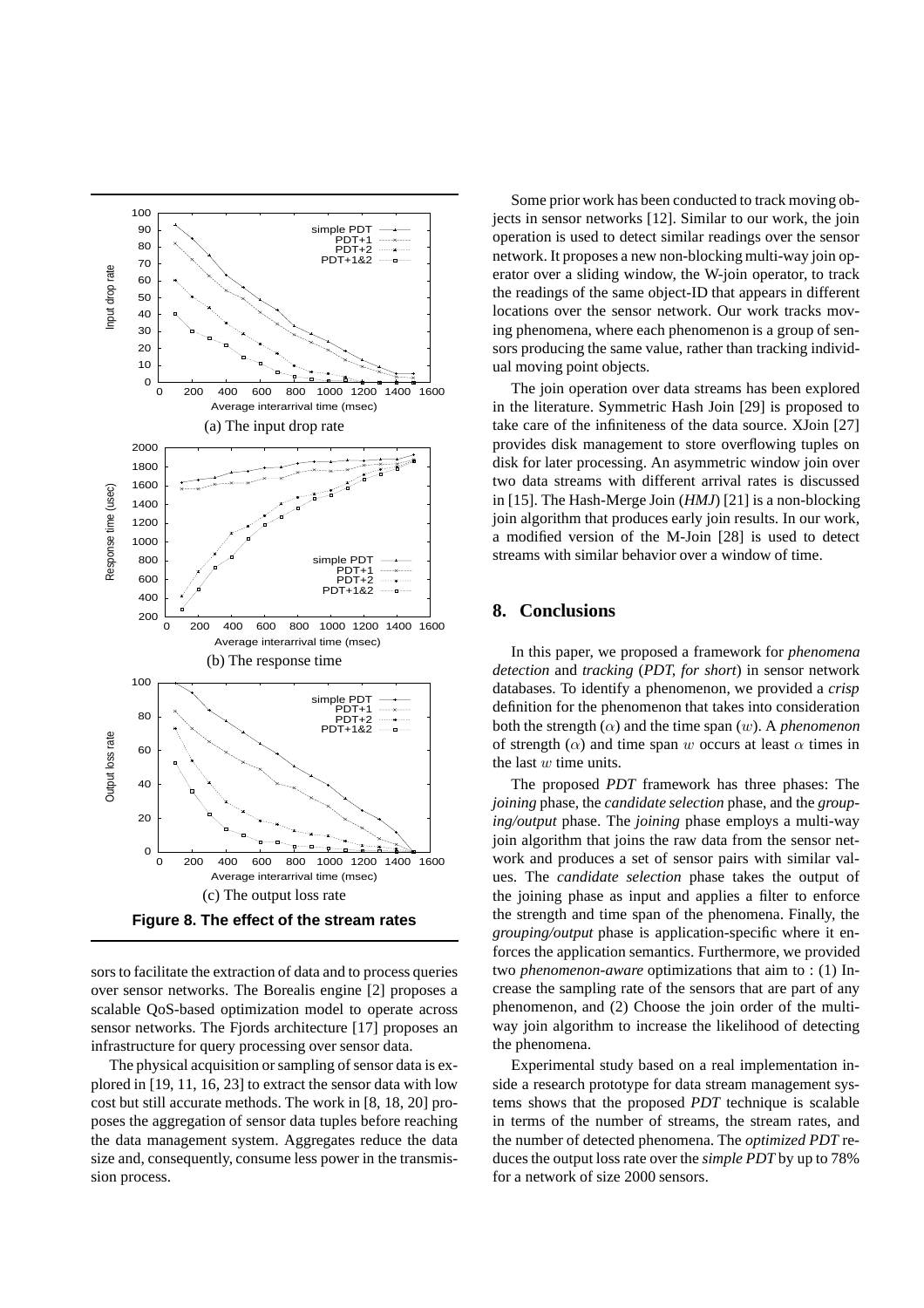(a) The input drop rate

(b) The response time

(c) The output loss rate

**Figure 8. The effect of the stream rates**

sors to facilitate the extraction of data and to process queries over sensor networks. The Borealis engine [2] proposes a scalable QoS-based optimization model to operate across sensor networks. The Fjords architecture [17] proposes an infrastructure for query processing over sensor data.

The physical acquisition or sampling of sensor data is explored in [19, 11, 16, 23] to extract the sensor data with low cost but still accurate methods. The work in [8, 18, 20] proposes the aggregation of sensor data tuples before reaching the data management system. Aggregates reduce the data size and, consequently, consume less power in the transmission process.

Some prior work has been conducted to track moving objects in sensor networks [12]. Similar to our work, the join operation is used to detect similar readings over the sensor network. It proposes a new non-blocking multi-way join operator over a sliding window, the W-join operator, to track the readings of the same object-ID that appears in different locations over the sensor network. Our work tracks moving phenomena, where each phenomenon is a group of sensors producing the same value, rather than tracking individual moving point objects.

The join operation over data streams has been explored in the literature. Symmetric Hash Join [29] is proposed to take care of the infiniteness of the data source. XJoin [27] provides disk management to store overflowing tuples on disk for later processing. An asymmetric window join over two data streams with different arrival rates is discussed in [15]. The Hash-Merge Join (*HMJ*) [21] is a non-blocking join algorithm that produces early join results. In our work, a modified version of the M-Join [28] is used to detect streams with similar behavior over a window of time.

## 8. Conclusions

In this paper, we proposed a framework for *phenomena detection* and *tracking* (*PDT, for short*) in sensor network databases. To identify a phenomenon, we provided a *crisp* definition for the phenomenon that takes into consideration both the strength ($\alpha$) and the time span ($w$). A *phenomenon* of strength ($\alpha$) and time span $w$ occurs at least $\alpha$ times in the last $w$ time units.

The proposed *PDT* framework has three phases: The *joining* phase, the *candidate selection* phase, and the *grouping/output* phase. The *joining* phase employs a multi-way join algorithm that joins the raw data from the sensor network and produces a set of sensor pairs with similar values. The *candidate selection* phase takes the output of the joining phase as input and applies a filter to enforce the strength and time span of the phenomena. Finally, the *grouping/output* phase is application-specific where it enforces the application semantics. Furthermore, we provided two *phenomenon-aware* optimizations that aim to : (1) Increase the sampling rate of the sensors that are part of any phenomenon, and (2) Choose the join order of the multi-way join algorithm to increase the likelihood of detecting the phenomena.

Experimental study based on a real implementation inside a research prototype for data stream management systems shows that the proposed *PDT* technique is scalable in terms of the number of streams, the stream rates, and the number of detected phenomena. The *optimized PDT* reduces the output loss rate over the *simple PDT* by up to 78% for a network of size 2000 sensors.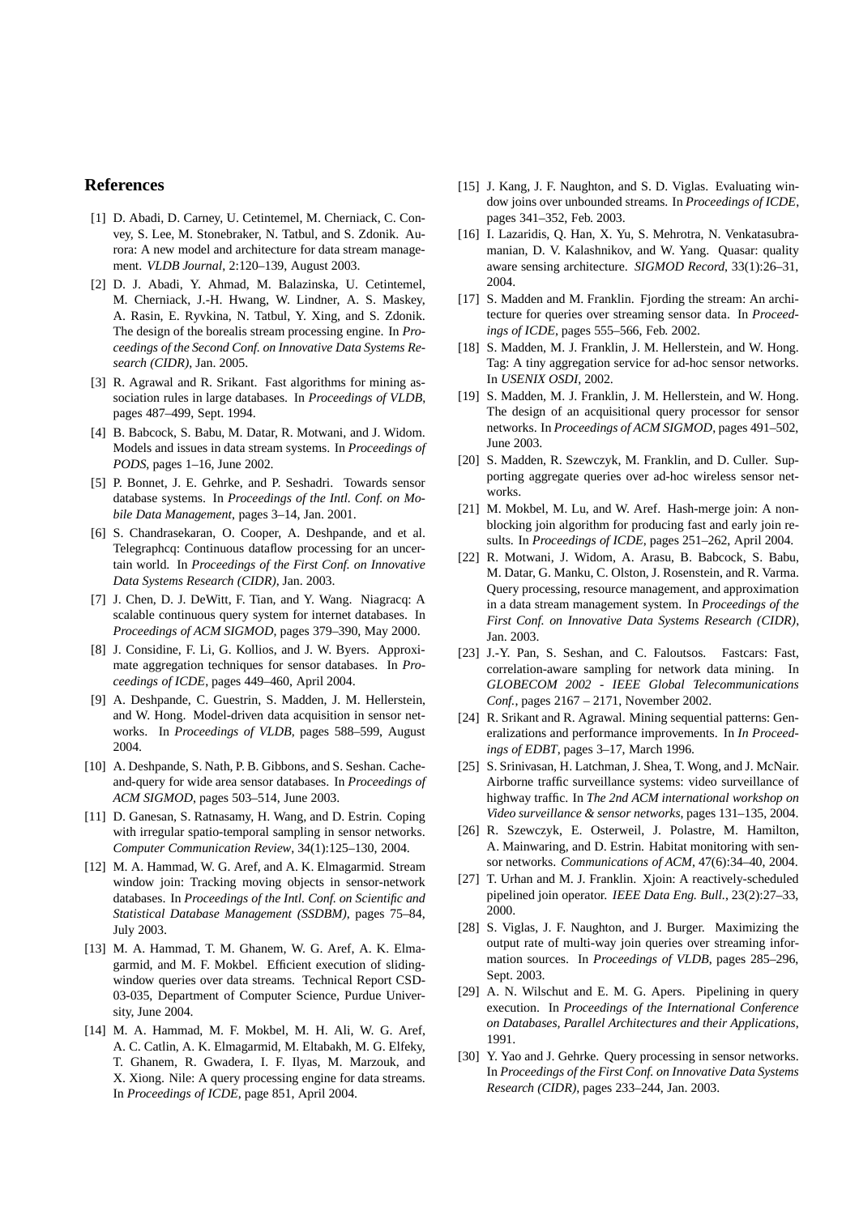## References

[1] D. Abadi, D. Carney, U. Cetintemel, M. Cherniack, C. Convey, S. Lee, M. Stonebraker, N. Tatbul, and S. Zdonik. Aurora: A new model and architecture for data stream management. *VLDB Journal*, 2:120–139, August 2003.

[2] D. J. Abadi, Y. Ahmad, M. Balazinska, U. Cetintemel, M. Cherniack, J.-H. Hwang, W. Lindner, A. S. Maskey, A. Rasin, E. Ryvkina, N. Tatbul, Y. Xing, and S. Zdonik. The design of the borealis stream processing engine. In *Proceedings of the Second Conf. on Innovative Data Systems Research (CIDR)*, Jan. 2005.

[3] R. Agrawal and R. Srikant. Fast algorithms for mining association rules in large databases. In *Proceedings of VLDB*, pages 487–499, Sept. 1994.

[4] B. Babcock, S. Babu, M. Datar, R. Motwani, and J. Widom. Models and issues in data stream systems. In *Proceedings of PODS*, pages 1–16, June 2002.

[5] P. Bonnet, J. E. Gehrke, and P. Seshadri. Towards sensor database systems. In *Proceedings of the Intl. Conf. on Mobile Data Management*, pages 3–14, Jan. 2001.

[6] S. Chandrasekaran, O. Cooper, A. Deshpande, and et al. Telegraphcq: Continuous dataflow processing for an uncertain world. In *Proceedings of the First Conf. on Innovative Data Systems Research (CIDR)*, Jan. 2003.

[7] J. Chen, D. J. DeWitt, F. Tian, and Y. Wang. Niagracq: A scalable continuous query system for internet databases. In *Proceedings of ACM SIGMOD*, pages 379–390, May 2000.

[8] J. Considine, F. Li, G. Kollios, and J. W. Byers. Approximate aggregation techniques for sensor databases. In *Proceedings of ICDE*, pages 449–460, April 2004.

[9] A. Deshpande, C. Guestrin, S. Madden, J. M. Hellerstein, and W. Hong. Model-driven data acquisition in sensor networks. In *Proceedings of VLDB*, pages 588–599, August 2004.

[10] A. Deshpande, S. Nath, P. B. Gibbons, and S. Seshan. Cache-and-query for wide area sensor databases. In *Proceedings of ACM SIGMOD*, pages 503–514, June 2003.

[11] D. Ganesan, S. Ratnasamy, H. Wang, and D. Estrin. Coping with irregular spatio-temporal sampling in sensor networks. *Computer Communication Review*, 34(1):125–130, 2004.

[12] M. A. Hammad, W. G. Aref, and A. K. Elmagarmid. Stream window join: Tracking moving objects in sensor-network databases. In *Proceedings of the Intl. Conf. on Scientific and Statistical Database Management (SSDBM)*, pages 75–84, July 2003.

[13] M. A. Hammad, T. M. Ghanem, W. G. Aref, A. K. Elmagarmid, and M. F. Mokbel. Efficient execution of sliding-window queries over data streams. Technical Report CSD-03-035, Department of Computer Science, Purdue University, June 2004.

[14] M. A. Hammad, M. F. Mokbel, M. H. Ali, W. G. Aref, A. C. Catlin, A. K. Elmagarmid, M. Eltabakh, M. G. Elfeky, T. Ghanem, R. Gwadera, I. F. Ilyas, M. Marzouk, and X. Xiong. Nile: A query processing engine for data streams. In *Proceedings of ICDE*, page 851, April 2004.

[15] J. Kang, J. F. Naughton, and S. D. Viglas. Evaluating window joins over unbounded streams. In *Proceedings of ICDE*, pages 341–352, Feb. 2003.

[16] I. Lazaridis, Q. Han, X. Yu, S. Mehrotra, N. Venkatasubramanian, D. V. Kalashnikov, and W. Yang. Quasar: quality aware sensing architecture. *SIGMOD Record*, 33(1):26–31, 2004.

[17] S. Madden and M. Franklin. Fjording the stream: An architecture for queries over streaming sensor data. In *Proceedings of ICDE*, pages 555–566, Feb. 2002.

[18] S. Madden, M. J. Franklin, J. M. Hellerstein, and W. Hong. Tag: A tiny aggregation service for ad-hoc sensor networks. In *USENIX OSDI*, 2002.

[19] S. Madden, M. J. Franklin, J. M. Hellerstein, and W. Hong. The design of an acquisitional query processor for sensor networks. In *Proceedings of ACM SIGMOD*, pages 491–502, June 2003.

[20] S. Madden, R. Szewczyk, M. Franklin, and D. Culler. Supporting aggregate queries over ad-hoc wireless sensor networks.

[21] M. Mokbel, M. Lu, and W. Aref. Hash-merge join: A non-blocking join algorithm for producing fast and early join results. In *Proceedings of ICDE*, pages 251–262, April 2004.

[22] R. Motwani, J. Widom, A. Arasu, B. Babcock, S. Babu, M. Datar, G. Manku, C. Olston, J. Rosenstein, and R. Varma. Query processing, resource management, and approximation in a data stream management system. In *Proceedings of the First Conf. on Innovative Data Systems Research (CIDR)*, Jan. 2003.

[23] J.-Y. Pan, S. Seshan, and C. Faloutsos. Fastcars: Fast, correlation-aware sampling for network data mining. In *GLOBECOM 2002 - IEEE Global Telecommunications Conf.*, pages 2167 – 2171, November 2002.

[24] R. Srikant and R. Agrawal. Mining sequential patterns: Generalizations and performance improvements. In *In Proceedings of EDBT*, pages 3–17, March 1996.

[25] S. Srinivasan, H. Latchman, J. Shea, T. Wong, and J. McNair. Airborne traffic surveillance systems: video surveillance of highway traffic. In *The 2nd ACM international workshop on Video surveillance & sensor networks*, pages 131–135, 2004.

[26] R. Szewczyk, E. Osterweil, J. Polastre, M. Hamilton, A. Mainwaring, and D. Estrin. Habitat monitoring with sensor networks. *Communications of ACM*, 47(6):34–40, 2004.

[27] T. Urhan and M. J. Franklin. Xjoin: A reactively-scheduled pipelined join operator. *IEEE Data Eng. Bull.*, 23(2):27–33, 2000.

[28] S. Viglas, J. F. Naughton, and J. Burger. Maximizing the output rate of multi-way join queries over streaming information sources. In *Proceedings of VLDB*, pages 285–296, Sept. 2003.

[29] A. N. Wilschut and E. M. G. Apers. Pipelining in query execution. In *Proceedings of the International Conference on Databases, Parallel Architectures and their Applications*, 1991.

[30] Y. Yao and J. Gehrke. Query processing in sensor networks. In *Proceedings of the First Conf. on Innovative Data Systems Research (CIDR)*, pages 233–244, Jan. 2003.